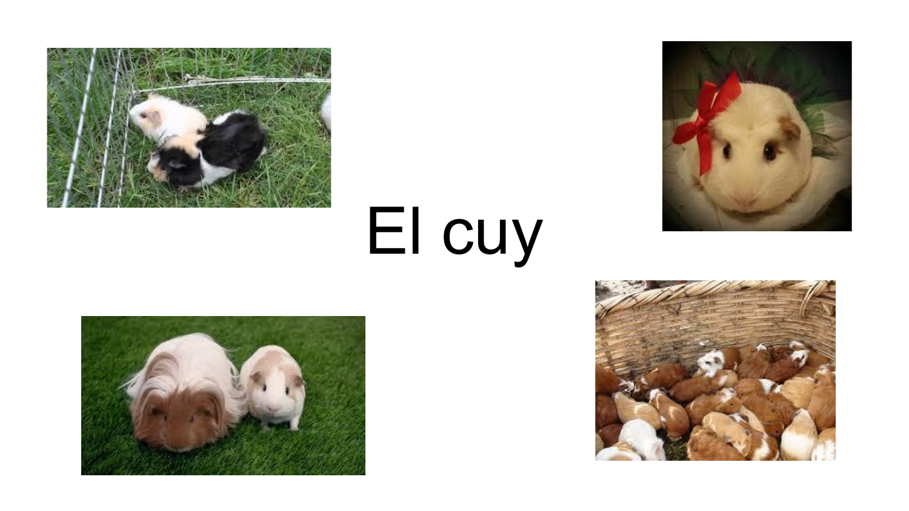# El cuy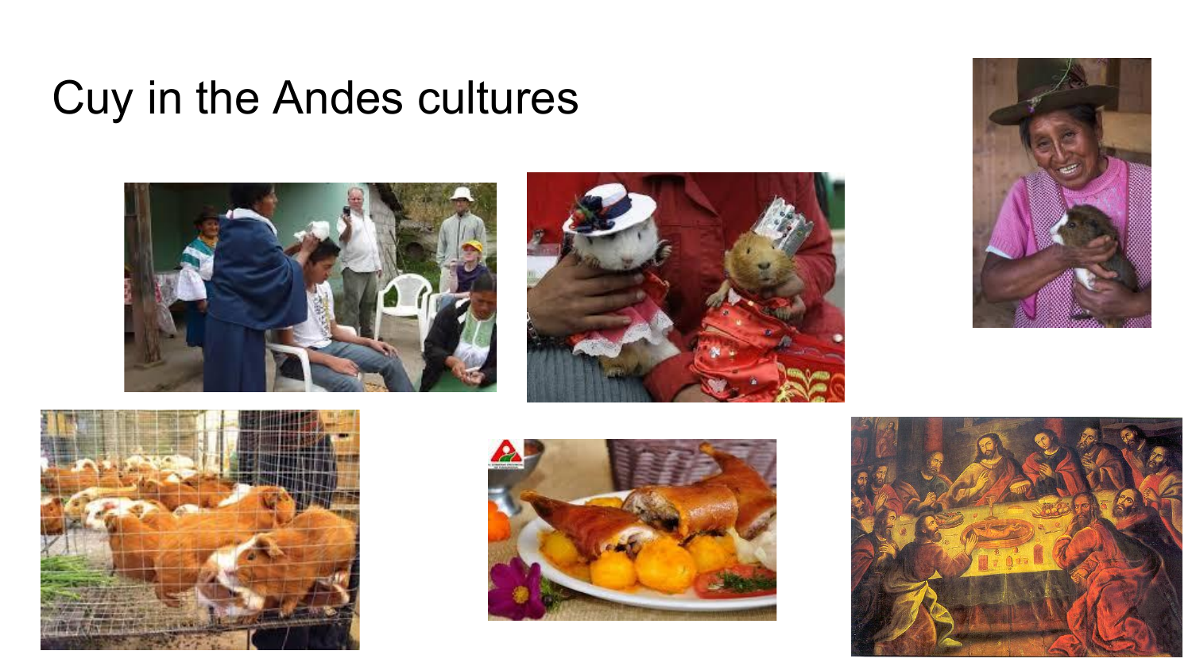# Cuy in the Andes cultures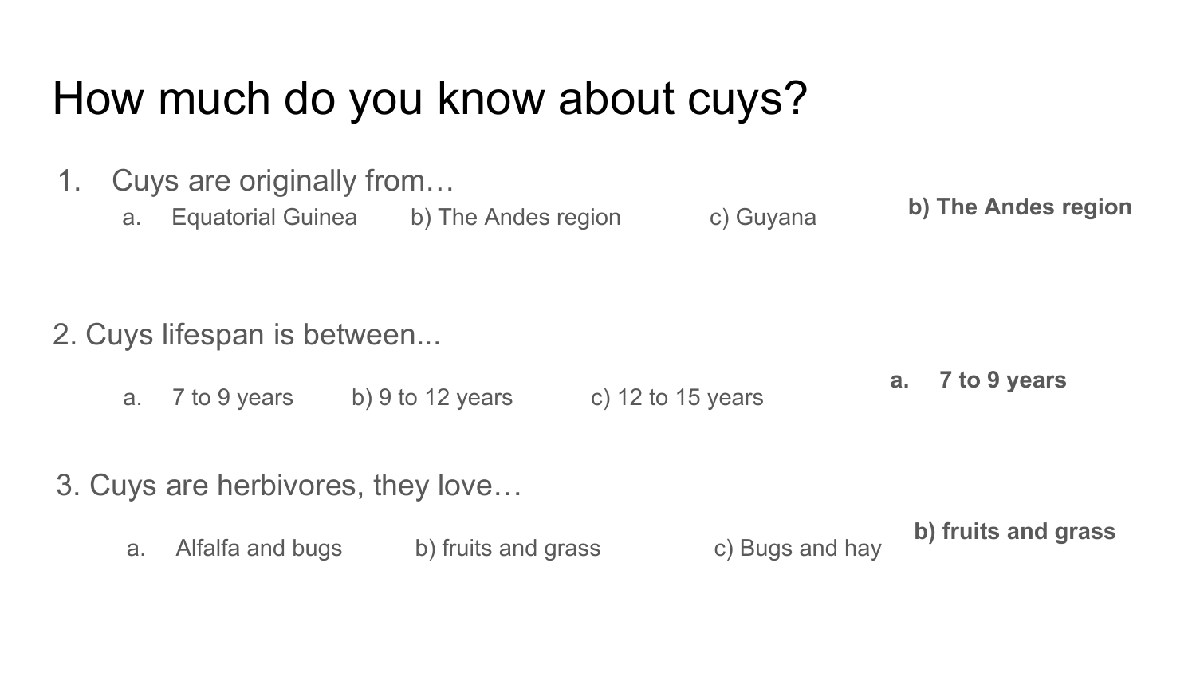# How much do you know about cuys?

1. Cuys are originally from…
   a. Equatorial Guinea  b) The Andes region  c) Guyana

**b) The Andes region**

2. Cuys lifespan is between...
   a. 7 to 9 years  b) 9 to 12 years  c) 12 to 15 years

**a. 7 to 9 years**

3. Cuys are herbivores, they love…
   a. Alfalfa and bugs  b) fruits and grass  c) Bugs and hay

**b) fruits and grass**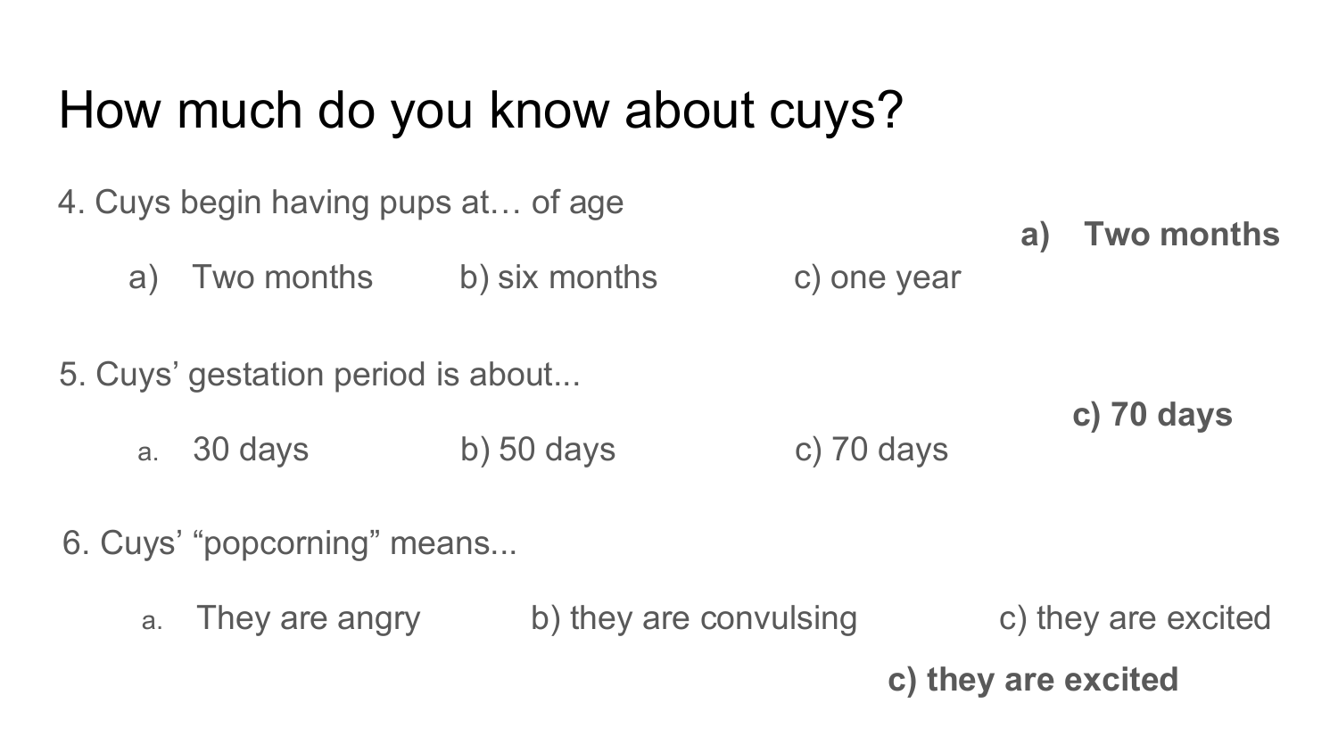# How much do you know about cuys?

4. Cuys begin having pups at… of age

a) Two months    b) six months    c) one year

**a) Two months**

5. Cuys' gestation period is about...

a. 30 days    b) 50 days    c) 70 days

**c) 70 days**

6. Cuys' "popcorning" means...

a. They are angry    b) they are convulsing    c) they are excited

**c) they are excited**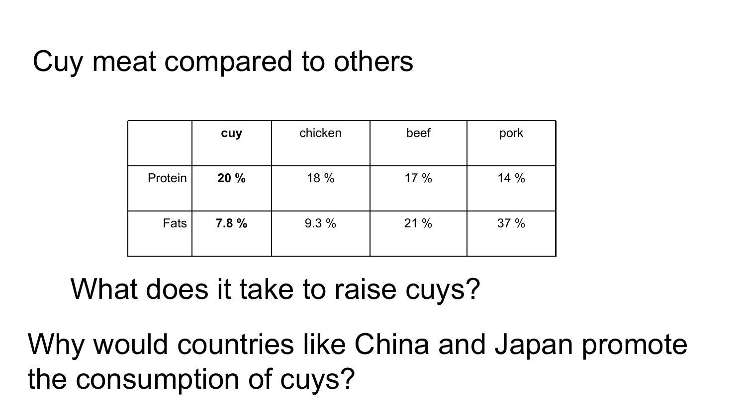# Cuy meat compared to others

| | **cuy** | chicken | beef | pork |
|---|---|---|---|---|
| Protein | **20 %** | 18 % | 17 % | 14 % |
| Fats | **7.8 %** | 9.3 % | 21 % | 37 % |

What does it take to raise cuys?

Why would countries like China and Japan promote the consumption of cuys?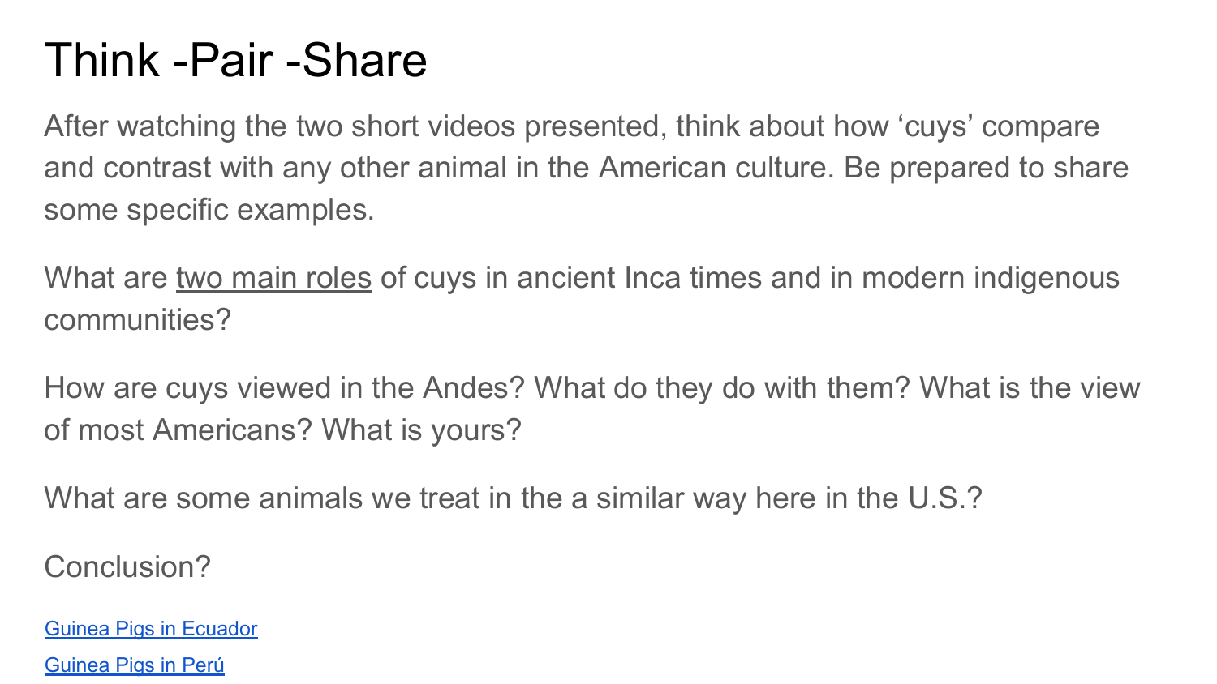# Think -Pair -Share

After watching the two short videos presented, think about how ‘cuys’ compare and contrast with any other animal in the American culture. Be prepared to share some specific examples.

What are <u>two main roles</u> of cuys in ancient Inca times and in modern indigenous communities?

How are cuys viewed in the Andes? What do they do with them? What is the view of most Americans? What is yours?

What are some animals we treat in the a similar way here in the U.S.?

Conclusion?

[Guinea Pigs in Ecuador]

[Guinea Pigs in Perú]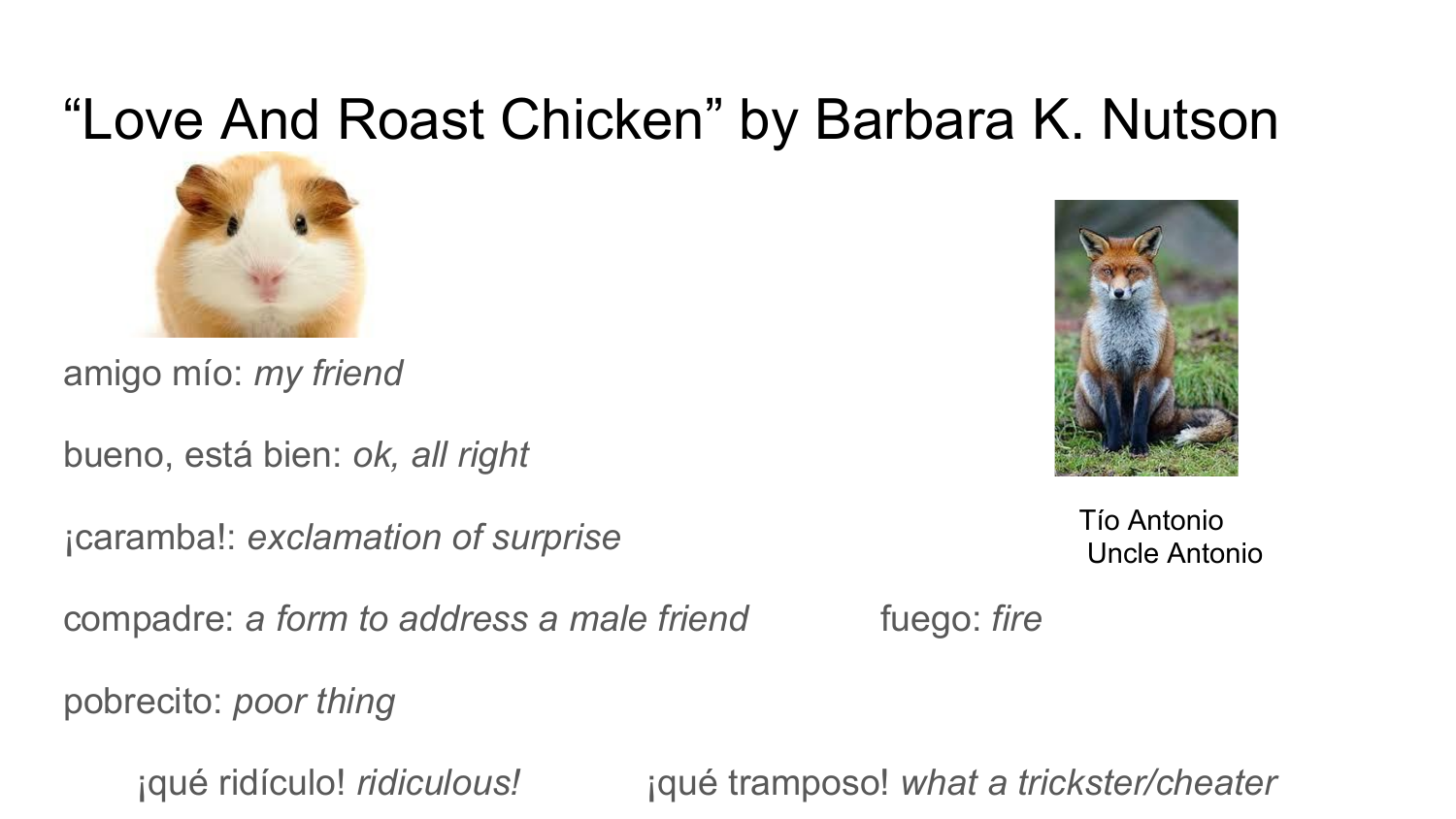# “Love And Roast Chicken” by Barbara K. Nutson

amigo mío: *my friend*

bueno, está bien: *ok, all right*

¡caramba!: *exclamation of surprise*

compadre: *a form to address a male friend*

fuego: *fire*

pobrecito: *poor thing*

¡qué ridículo! *ridiculous!*

¡qué tramposo! *what a trickster/cheater*

Tío Antonio
Uncle Antonio